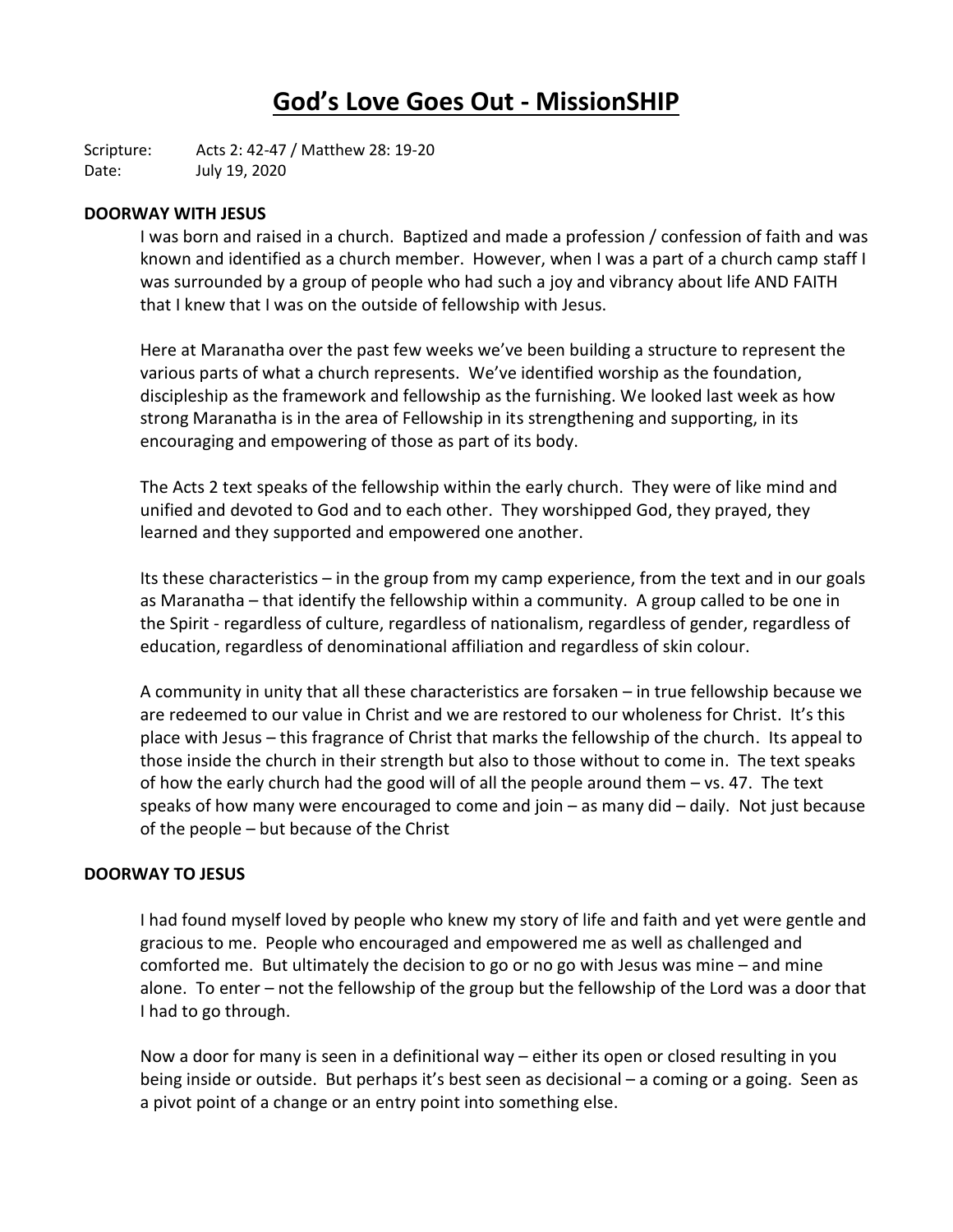# God's Love Goes Out - MissionSHIP

Scripture: Acts 2: 42-47 / Matthew 28: 19-20
Date: July 19, 2020

**DOORWAY WITH JESUS**

I was born and raised in a church. Baptized and made a profession / confession of faith and was known and identified as a church member. However, when I was a part of a church camp staff I was surrounded by a group of people who had such a joy and vibrancy about life AND FAITH that I knew that I was on the outside of fellowship with Jesus.

Here at Maranatha over the past few weeks we've been building a structure to represent the various parts of what a church represents. We've identified worship as the foundation, discipleship as the framework and fellowship as the furnishing. We looked last week as how strong Maranatha is in the area of Fellowship in its strengthening and supporting, in its encouraging and empowering of those as part of its body.

The Acts 2 text speaks of the fellowship within the early church. They were of like mind and unified and devoted to God and to each other. They worshipped God, they prayed, they learned and they supported and empowered one another.

Its these characteristics – in the group from my camp experience, from the text and in our goals as Maranatha – that identify the fellowship within a community. A group called to be one in the Spirit - regardless of culture, regardless of nationalism, regardless of gender, regardless of education, regardless of denominational affiliation and regardless of skin colour.

A community in unity that all these characteristics are forsaken – in true fellowship because we are redeemed to our value in Christ and we are restored to our wholeness for Christ. It's this place with Jesus – this fragrance of Christ that marks the fellowship of the church. Its appeal to those inside the church in their strength but also to those without to come in. The text speaks of how the early church had the good will of all the people around them – vs. 47. The text speaks of how many were encouraged to come and join – as many did – daily. Not just because of the people – but because of the Christ

**DOORWAY TO JESUS**

I had found myself loved by people who knew my story of life and faith and yet were gentle and gracious to me. People who encouraged and empowered me as well as challenged and comforted me. But ultimately the decision to go or no go with Jesus was mine – and mine alone. To enter – not the fellowship of the group but the fellowship of the Lord was a door that I had to go through.

Now a door for many is seen in a definitional way – either its open or closed resulting in you being inside or outside. But perhaps it's best seen as decisional – a coming or a going. Seen as a pivot point of a change or an entry point into something else.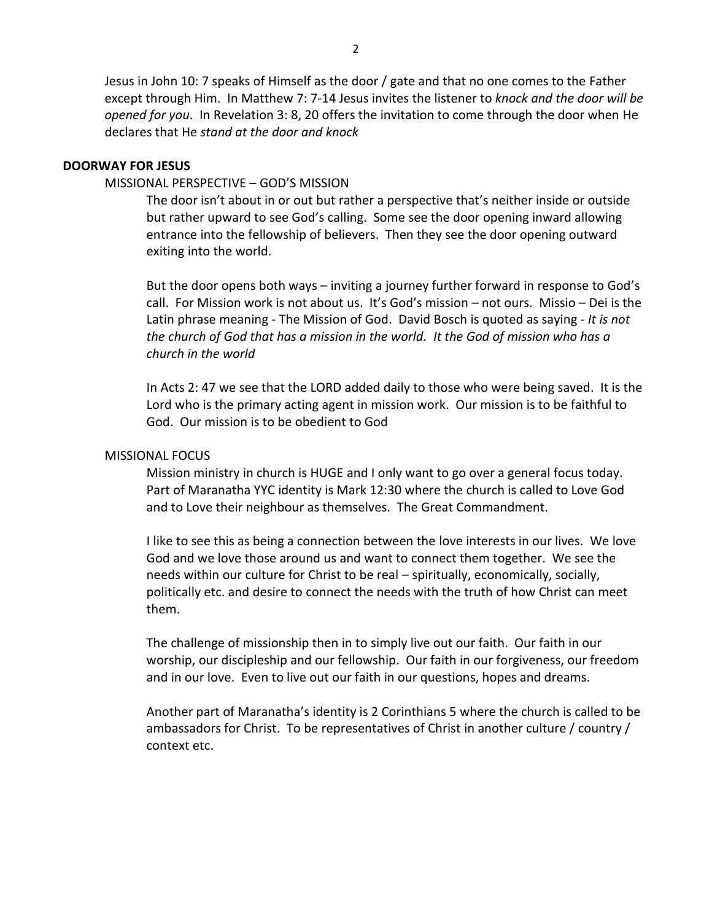Jesus in John 10: 7 speaks of Himself as the door / gate and that no one comes to the Father except through Him. In Matthew 7: 7-14 Jesus invites the listener to *knock and the door will be opened for you*. In Revelation 3: 8, 20 offers the invitation to come through the door when He declares that He *stand at the door and knock*

**DOORWAY FOR JESUS**

MISSIONAL PERSPECTIVE – GOD'S MISSION

The door isn't about in or out but rather a perspective that's neither inside or outside but rather upward to see God's calling. Some see the door opening inward allowing entrance into the fellowship of believers. Then they see the door opening outward exiting into the world.

But the door opens both ways – inviting a journey further forward in response to God's call. For Mission work is not about us. It's God's mission – not ours. Missio – Dei is the Latin phrase meaning - The Mission of God. David Bosch is quoted as saying - *It is not the church of God that has a mission in the world. It the God of mission who has a church in the world*

In Acts 2: 47 we see that the LORD added daily to those who were being saved. It is the Lord who is the primary acting agent in mission work. Our mission is to be faithful to God. Our mission is to be obedient to God

MISSIONAL FOCUS

Mission ministry in church is HUGE and I only want to go over a general focus today. Part of Maranatha YYC identity is Mark 12:30 where the church is called to Love God and to Love their neighbour as themselves. The Great Commandment.

I like to see this as being a connection between the love interests in our lives. We love God and we love those around us and want to connect them together. We see the needs within our culture for Christ to be real – spiritually, economically, socially, politically etc. and desire to connect the needs with the truth of how Christ can meet them.

The challenge of missionship then in to simply live out our faith. Our faith in our worship, our discipleship and our fellowship. Our faith in our forgiveness, our freedom and in our love. Even to live out our faith in our questions, hopes and dreams.

Another part of Maranatha's identity is 2 Corinthians 5 where the church is called to be ambassadors for Christ. To be representatives of Christ in another culture / country / context etc.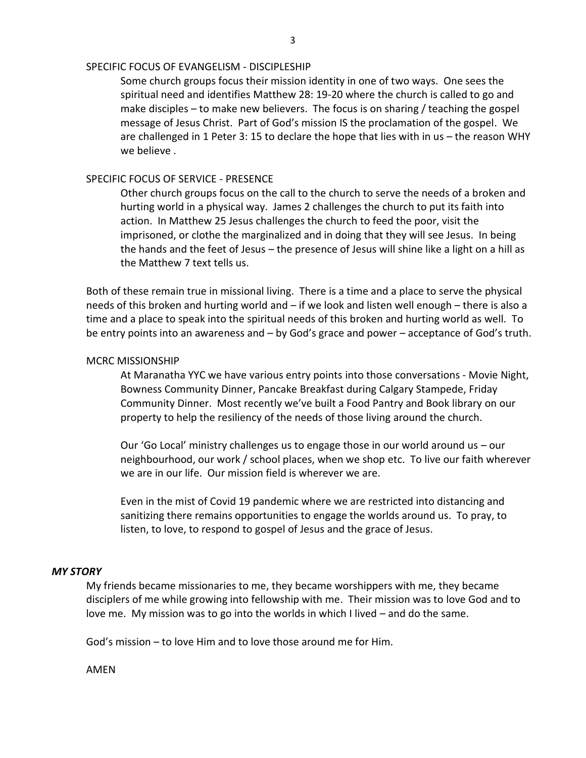SPECIFIC FOCUS OF EVANGELISM - DISCIPLESHIP

Some church groups focus their mission identity in one of two ways. One sees the spiritual need and identifies Matthew 28: 19-20 where the church is called to go and make disciples – to make new believers. The focus is on sharing / teaching the gospel message of Jesus Christ. Part of God's mission IS the proclamation of the gospel. We are challenged in 1 Peter 3: 15 to declare the hope that lies with in us – the reason WHY we believe .

SPECIFIC FOCUS OF SERVICE - PRESENCE

Other church groups focus on the call to the church to serve the needs of a broken and hurting world in a physical way. James 2 challenges the church to put its faith into action. In Matthew 25 Jesus challenges the church to feed the poor, visit the imprisoned, or clothe the marginalized and in doing that they will see Jesus. In being the hands and the feet of Jesus – the presence of Jesus will shine like a light on a hill as the Matthew 7 text tells us.

Both of these remain true in missional living. There is a time and a place to serve the physical needs of this broken and hurting world and – if we look and listen well enough – there is also a time and a place to speak into the spiritual needs of this broken and hurting world as well. To be entry points into an awareness and – by God's grace and power – acceptance of God's truth.

MCRC MISSIONSHIP

At Maranatha YYC we have various entry points into those conversations - Movie Night, Bowness Community Dinner, Pancake Breakfast during Calgary Stampede, Friday Community Dinner. Most recently we've built a Food Pantry and Book library on our property to help the resiliency of the needs of those living around the church.

Our 'Go Local' ministry challenges us to engage those in our world around us – our neighbourhood, our work / school places, when we shop etc. To live our faith wherever we are in our life. Our mission field is wherever we are.

Even in the mist of Covid 19 pandemic where we are restricted into distancing and sanitizing there remains opportunities to engage the worlds around us. To pray, to listen, to love, to respond to gospel of Jesus and the grace of Jesus.

***MY STORY***

My friends became missionaries to me, they became worshippers with me, they became disciplers of me while growing into fellowship with me. Their mission was to love God and to love me. My mission was to go into the worlds in which I lived – and do the same.

God's mission – to love Him and to love those around me for Him.

AMEN